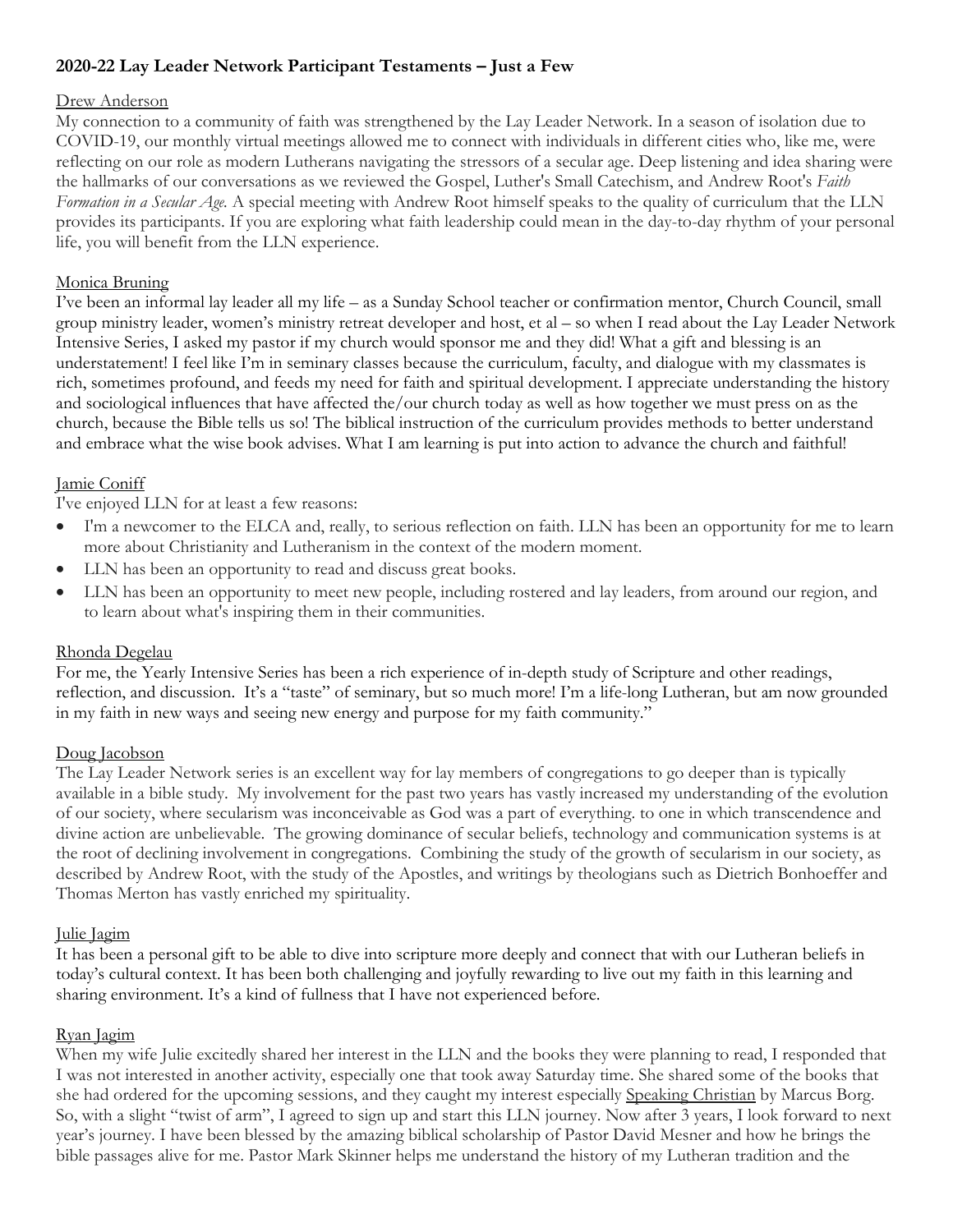**2020-22 Lay Leader Network Participant Testaments – Just a Few**

<u>Drew Anderson</u>

My connection to a community of faith was strengthened by the Lay Leader Network. In a season of isolation due to COVID-19, our monthly virtual meetings allowed me to connect with individuals in different cities who, like me, were reflecting on our role as modern Lutherans navigating the stressors of a secular age. Deep listening and idea sharing were the hallmarks of our conversations as we reviewed the Gospel, Luther's Small Catechism, and Andrew Root's *Faith Formation in a Secular Age.* A special meeting with Andrew Root himself speaks to the quality of curriculum that the LLN provides its participants. If you are exploring what faith leadership could mean in the day-to-day rhythm of your personal life, you will benefit from the LLN experience.

<u>Monica Bruning</u>

I've been an informal lay leader all my life – as a Sunday School teacher or confirmation mentor, Church Council, small group ministry leader, women's ministry retreat developer and host, et al – so when I read about the Lay Leader Network Intensive Series, I asked my pastor if my church would sponsor me and they did! What a gift and blessing is an understatement! I feel like I'm in seminary classes because the curriculum, faculty, and dialogue with my classmates is rich, sometimes profound, and feeds my need for faith and spiritual development. I appreciate understanding the history and sociological influences that have affected the/our church today as well as how together we must press on as the church, because the Bible tells us so! The biblical instruction of the curriculum provides methods to better understand and embrace what the wise book advises. What I am learning is put into action to advance the church and faithful!

<u>Jamie Coniff</u>

I've enjoyed LLN for at least a few reasons:

- I'm a newcomer to the ELCA and, really, to serious reflection on faith. LLN has been an opportunity for me to learn more about Christianity and Lutheranism in the context of the modern moment.
- LLN has been an opportunity to read and discuss great books.
- LLN has been an opportunity to meet new people, including rostered and lay leaders, from around our region, and to learn about what's inspiring them in their communities.

<u>Rhonda Degelau</u>

For me, the Yearly Intensive Series has been a rich experience of in-depth study of Scripture and other readings, reflection, and discussion. It's a "taste" of seminary, but so much more! I'm a life-long Lutheran, but am now grounded in my faith in new ways and seeing new energy and purpose for my faith community."

<u>Doug Jacobson</u>

The Lay Leader Network series is an excellent way for lay members of congregations to go deeper than is typically available in a bible study. My involvement for the past two years has vastly increased my understanding of the evolution of our society, where secularism was inconceivable as God was a part of everything. to one in which transcendence and divine action are unbelievable. The growing dominance of secular beliefs, technology and communication systems is at the root of declining involvement in congregations. Combining the study of the growth of secularism in our society, as described by Andrew Root, with the study of the Apostles, and writings by theologians such as Dietrich Bonhoeffer and Thomas Merton has vastly enriched my spirituality.

<u>Julie Jagim</u>

It has been a personal gift to be able to dive into scripture more deeply and connect that with our Lutheran beliefs in today's cultural context. It has been both challenging and joyfully rewarding to live out my faith in this learning and sharing environment. It's a kind of fullness that I have not experienced before.

<u>Ryan Jagim</u>

When my wife Julie excitedly shared her interest in the LLN and the books they were planning to read, I responded that I was not interested in another activity, especially one that took away Saturday time. She shared some of the books that she had ordered for the upcoming sessions, and they caught my interest especially <u>Speaking Christian</u> by Marcus Borg. So, with a slight "twist of arm", I agreed to sign up and start this LLN journey. Now after 3 years, I look forward to next year's journey. I have been blessed by the amazing biblical scholarship of Pastor David Mesner and how he brings the bible passages alive for me. Pastor Mark Skinner helps me understand the history of my Lutheran tradition and the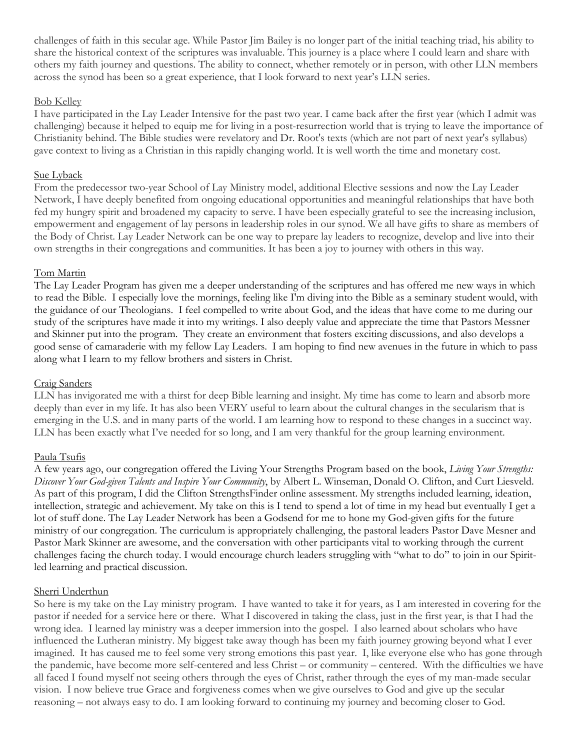challenges of faith in this secular age. While Pastor Jim Bailey is no longer part of the initial teaching triad, his ability to share the historical context of the scriptures was invaluable. This journey is a place where I could learn and share with others my faith journey and questions. The ability to connect, whether remotely or in person, with other LLN members across the synod has been so a great experience, that I look forward to next year's LLN series.

<u>Bob Kelley</u>

I have participated in the Lay Leader Intensive for the past two year. I came back after the first year (which I admit was challenging) because it helped to equip me for living in a post-resurrection world that is trying to leave the importance of Christianity behind. The Bible studies were revelatory and Dr. Root's texts (which are not part of next year's syllabus) gave context to living as a Christian in this rapidly changing world. It is well worth the time and monetary cost.

<u>Sue Lyback</u>

From the predecessor two-year School of Lay Ministry model, additional Elective sessions and now the Lay Leader Network, I have deeply benefited from ongoing educational opportunities and meaningful relationships that have both fed my hungry spirit and broadened my capacity to serve. I have been especially grateful to see the increasing inclusion, empowerment and engagement of lay persons in leadership roles in our synod. We all have gifts to share as members of the Body of Christ. Lay Leader Network can be one way to prepare lay leaders to recognize, develop and live into their own strengths in their congregations and communities. It has been a joy to journey with others in this way.

<u>Tom Martin</u>

The Lay Leader Program has given me a deeper understanding of the scriptures and has offered me new ways in which to read the Bible. I especially love the mornings, feeling like I'm diving into the Bible as a seminary student would, with the guidance of our Theologians. I feel compelled to write about God, and the ideas that have come to me during our study of the scriptures have made it into my writings. I also deeply value and appreciate the time that Pastors Messner and Skinner put into the program. They create an environment that fosters exciting discussions, and also develops a good sense of camaraderie with my fellow Lay Leaders. I am hoping to find new avenues in the future in which to pass along what I learn to my fellow brothers and sisters in Christ.

<u>Craig Sanders</u>

LLN has invigorated me with a thirst for deep Bible learning and insight. My time has come to learn and absorb more deeply than ever in my life. It has also been VERY useful to learn about the cultural changes in the secularism that is emerging in the U.S. and in many parts of the world. I am learning how to respond to these changes in a succinct way. LLN has been exactly what I've needed for so long, and I am very thankful for the group learning environment.

<u>Paula Tsufis</u>

A few years ago, our congregation offered the Living Your Strengths Program based on the book, *Living Your Strengths: Discover Your God-given Talents and Inspire Your Community*, by Albert L. Winseman, Donald O. Clifton, and Curt Liesveld. As part of this program, I did the Clifton StrengthsFinder online assessment. My strengths included learning, ideation, intellection, strategic and achievement. My take on this is I tend to spend a lot of time in my head but eventually I get a lot of stuff done. The Lay Leader Network has been a Godsend for me to hone my God-given gifts for the future ministry of our congregation. The curriculum is appropriately challenging, the pastoral leaders Pastor Dave Mesner and Pastor Mark Skinner are awesome, and the conversation with other participants vital to working through the current challenges facing the church today. I would encourage church leaders struggling with "what to do" to join in our Spirit-led learning and practical discussion.

<u>Sherri Underthun</u>

So here is my take on the Lay ministry program. I have wanted to take it for years, as I am interested in covering for the pastor if needed for a service here or there. What I discovered in taking the class, just in the first year, is that I had the wrong idea. I learned lay ministry was a deeper immersion into the gospel. I also learned about scholars who have influenced the Lutheran ministry. My biggest take away though has been my faith journey growing beyond what I ever imagined. It has caused me to feel some very strong emotions this past year. I, like everyone else who has gone through the pandemic, have become more self-centered and less Christ – or community – centered. With the difficulties we have all faced I found myself not seeing others through the eyes of Christ, rather through the eyes of my man-made secular vision. I now believe true Grace and forgiveness comes when we give ourselves to God and give up the secular reasoning – not always easy to do. I am looking forward to continuing my journey and becoming closer to God.